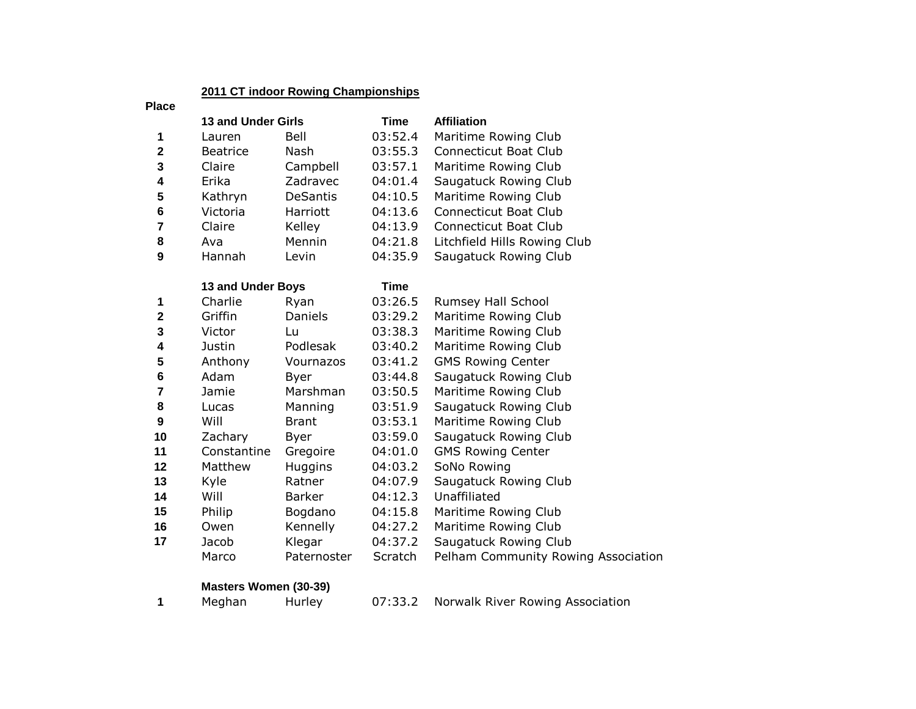## 2011 CT indoor Rowing Championships

| Place | 13 and Under Girls | | Time | Affiliation |
|---|---|---|---|---|
| 1 | Lauren | Bell | 03:52.4 | Maritime Rowing Club |
| 2 | Beatrice | Nash | 03:55.3 | Connecticut Boat Club |
| 3 | Claire | Campbell | 03:57.1 | Maritime Rowing Club |
| 4 | Erika | Zadravec | 04:01.4 | Saugatuck Rowing Club |
| 5 | Kathryn | DeSantis | 04:10.5 | Maritime Rowing Club |
| 6 | Victoria | Harriott | 04:13.6 | Connecticut Boat Club |
| 7 | Claire | Kelley | 04:13.9 | Connecticut Boat Club |
| 8 | Ava | Mennin | 04:21.8 | Litchfield Hills Rowing Club |
| 9 | Hannah | Levin | 04:35.9 | Saugatuck Rowing Club |

| Place | 13 and Under Boys | | Time | Affiliation |
|---|---|---|---|---|
| 1 | Charlie | Ryan | 03:26.5 | Rumsey Hall School |
| 2 | Griffin | Daniels | 03:29.2 | Maritime Rowing Club |
| 3 | Victor | Lu | 03:38.3 | Maritime Rowing Club |
| 4 | Justin | Podlesak | 03:40.2 | Maritime Rowing Club |
| 5 | Anthony | Vournazos | 03:41.2 | GMS Rowing Center |
| 6 | Adam | Byer | 03:44.8 | Saugatuck Rowing Club |
| 7 | Jamie | Marshman | 03:50.5 | Maritime Rowing Club |
| 8 | Lucas | Manning | 03:51.9 | Saugatuck Rowing Club |
| 9 | Will | Brant | 03:53.1 | Maritime Rowing Club |
| 10 | Zachary | Byer | 03:59.0 | Saugatuck Rowing Club |
| 11 | Constantine | Gregoire | 04:01.0 | GMS Rowing Center |
| 12 | Matthew | Huggins | 04:03.2 | SoNo Rowing |
| 13 | Kyle | Ratner | 04:07.9 | Saugatuck Rowing Club |
| 14 | Will | Barker | 04:12.3 | Unaffiliated |
| 15 | Philip | Bogdano | 04:15.8 | Maritime Rowing Club |
| 16 | Owen | Kennelly | 04:27.2 | Maritime Rowing Club |
| 17 | Jacob | Klegar | 04:37.2 | Saugatuck Rowing Club |
| | Marco | Paternoster | Scratch | Pelham Community Rowing Association |

| Place | Masters Women (30-39) | | Time | Affiliation |
|---|---|---|---|---|
| 1 | Meghan | Hurley | 07:33.2 | Norwalk River Rowing Association |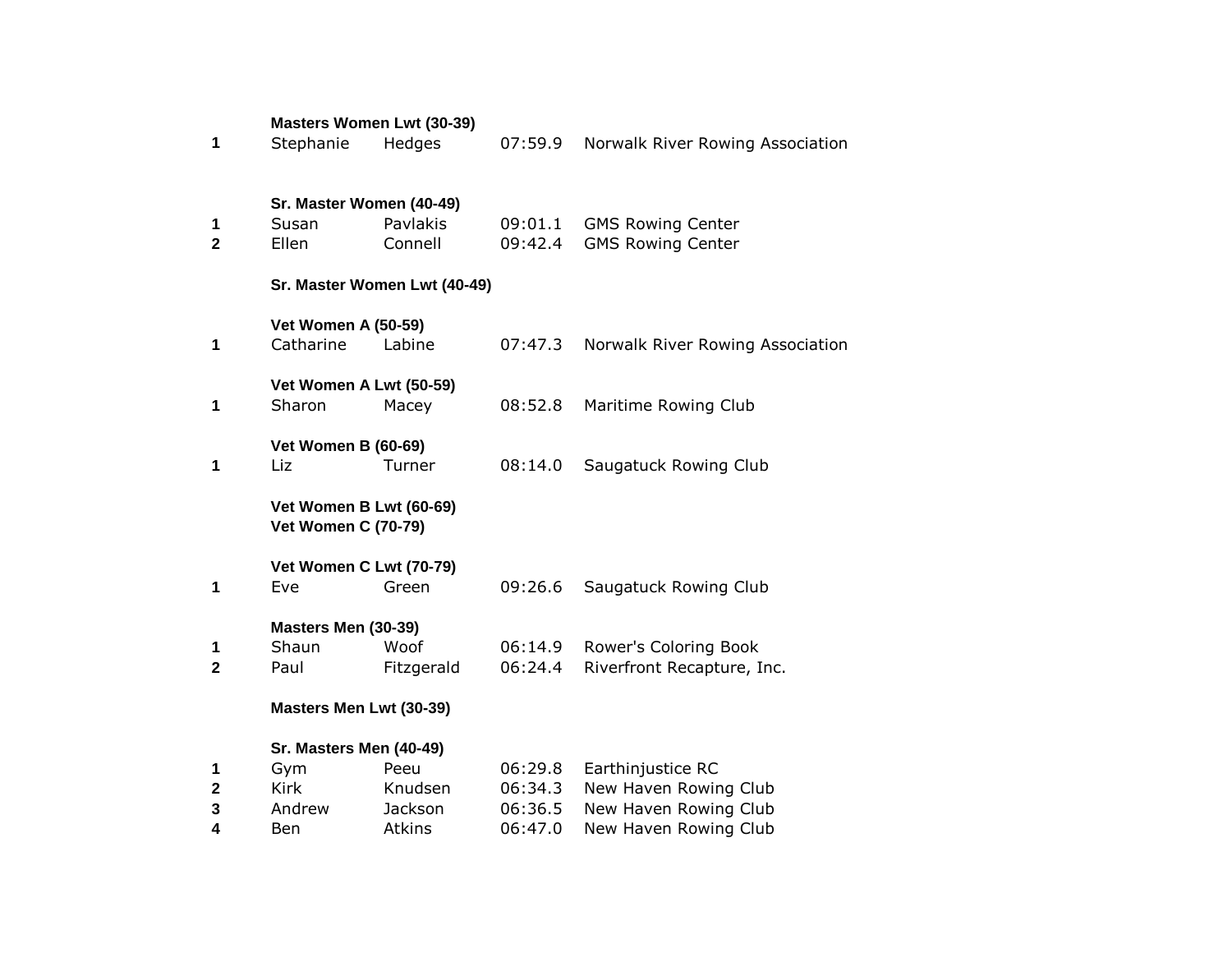**Masters Women Lwt (30-39)**

| | | | | |
|---|---|---|---|---|
| **1** | Stephanie | Hedges | 07:59.9 | Norwalk River Rowing Association |

**Sr. Master Women (40-49)**

| | | | | |
|---|---|---|---|---|
| **1** | Susan | Pavlakis | 09:01.1 | GMS Rowing Center |
| **2** | Ellen | Connell | 09:42.4 | GMS Rowing Center |

**Sr. Master Women Lwt (40-49)**

**Vet Women A (50-59)**

| | | | | |
|---|---|---|---|---|
| **1** | Catharine | Labine | 07:47.3 | Norwalk River Rowing Association |

**Vet Women A Lwt (50-59)**

| | | | | |
|---|---|---|---|---|
| **1** | Sharon | Macey | 08:52.8 | Maritime Rowing Club |

**Vet Women B (60-69)**

| | | | | |
|---|---|---|---|---|
| **1** | Liz | Turner | 08:14.0 | Saugatuck Rowing Club |

**Vet Women B Lwt (60-69)**

**Vet Women C (70-79)**

**Vet Women C Lwt (70-79)**

| | | | | |
|---|---|---|---|---|
| **1** | Eve | Green | 09:26.6 | Saugatuck Rowing Club |

**Masters Men (30-39)**

| | | | | |
|---|---|---|---|---|
| **1** | Shaun | Woof | 06:14.9 | Rower's Coloring Book |
| **2** | Paul | Fitzgerald | 06:24.4 | Riverfront Recapture, Inc. |

**Masters Men Lwt (30-39)**

**Sr. Masters Men (40-49)**

| | | | | |
|---|---|---|---|---|
| **1** | Gym | Peeu | 06:29.8 | Earthinjustice RC |
| **2** | Kirk | Knudsen | 06:34.3 | New Haven Rowing Club |
| **3** | Andrew | Jackson | 06:36.5 | New Haven Rowing Club |
| **4** | Ben | Atkins | 06:47.0 | New Haven Rowing Club |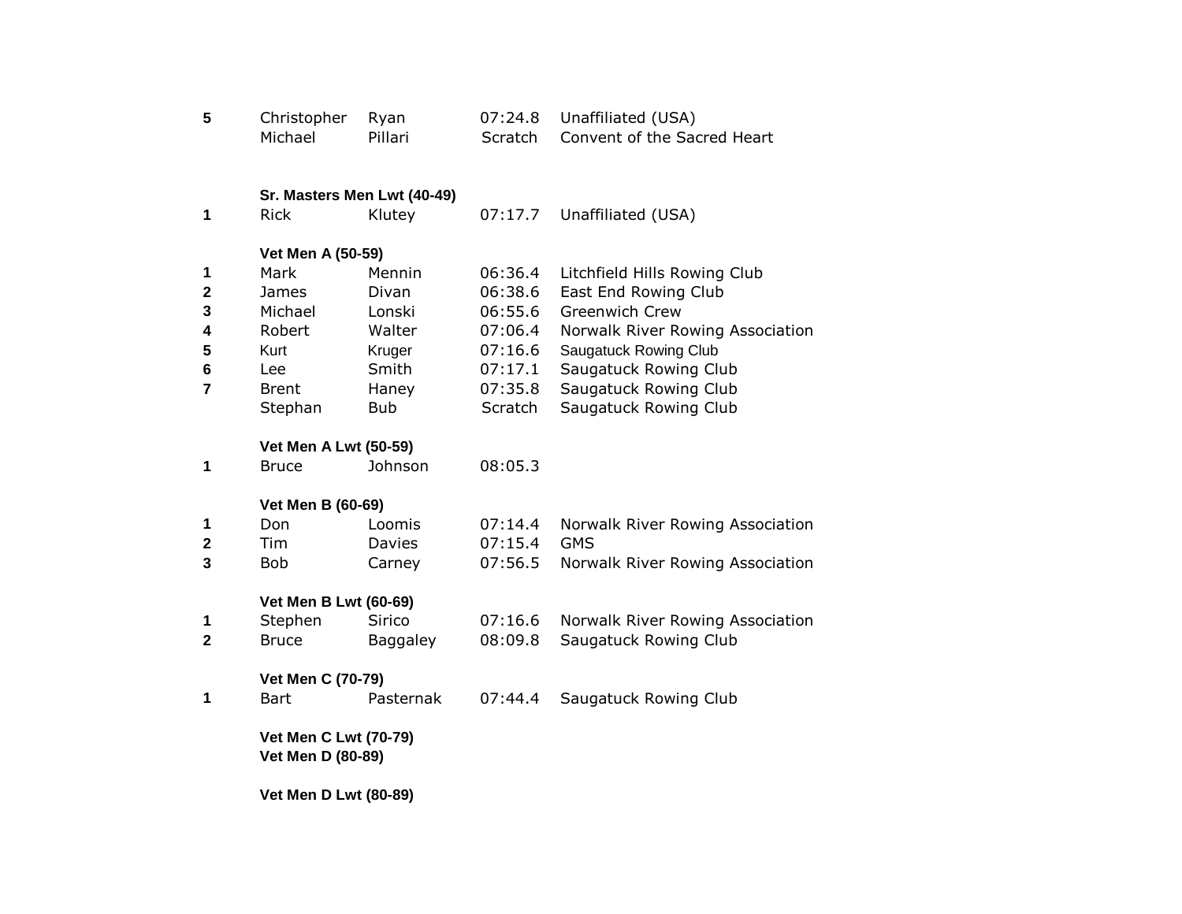| | | | | |
|---|---|---|---|---|
| 5 | Christopher | Ryan | 07:24.8 | Unaffiliated (USA) |
| | Michael | Pillari | Scratch | Convent of the Sacred Heart |

**Sr. Masters Men Lwt (40-49)**

| | | | | |
|---|---|---|---|---|
| 1 | Rick | Klutey | 07:17.7 | Unaffiliated (USA) |

**Vet Men A (50-59)**

| | | | | |
|---|---|---|---|---|
| 1 | Mark | Mennin | 06:36.4 | Litchfield Hills Rowing Club |
| 2 | James | Divan | 06:38.6 | East End Rowing Club |
| 3 | Michael | Lonski | 06:55.6 | Greenwich Crew |
| 4 | Robert | Walter | 07:06.4 | Norwalk River Rowing Association |
| 5 | Kurt | Kruger | 07:16.6 | Saugatuck Rowing Club |
| 6 | Lee | Smith | 07:17.1 | Saugatuck Rowing Club |
| 7 | Brent | Haney | 07:35.8 | Saugatuck Rowing Club |
| | Stephan | Bub | Scratch | Saugatuck Rowing Club |

**Vet Men A Lwt (50-59)**

| | | | | |
|---|---|---|---|---|
| 1 | Bruce | Johnson | 08:05.3 | |

**Vet Men B (60-69)**

| | | | | |
|---|---|---|---|---|
| 1 | Don | Loomis | 07:14.4 | Norwalk River Rowing Association |
| 2 | Tim | Davies | 07:15.4 | GMS |
| 3 | Bob | Carney | 07:56.5 | Norwalk River Rowing Association |

**Vet Men B Lwt (60-69)**

| | | | | |
|---|---|---|---|---|
| 1 | Stephen | Sirico | 07:16.6 | Norwalk River Rowing Association |
| 2 | Bruce | Baggaley | 08:09.8 | Saugatuck Rowing Club |

**Vet Men C (70-79)**

| | | | | |
|---|---|---|---|---|
| 1 | Bart | Pasternak | 07:44.4 | Saugatuck Rowing Club |

**Vet Men C Lwt (70-79)**

**Vet Men D (80-89)**

**Vet Men D Lwt (80-89)**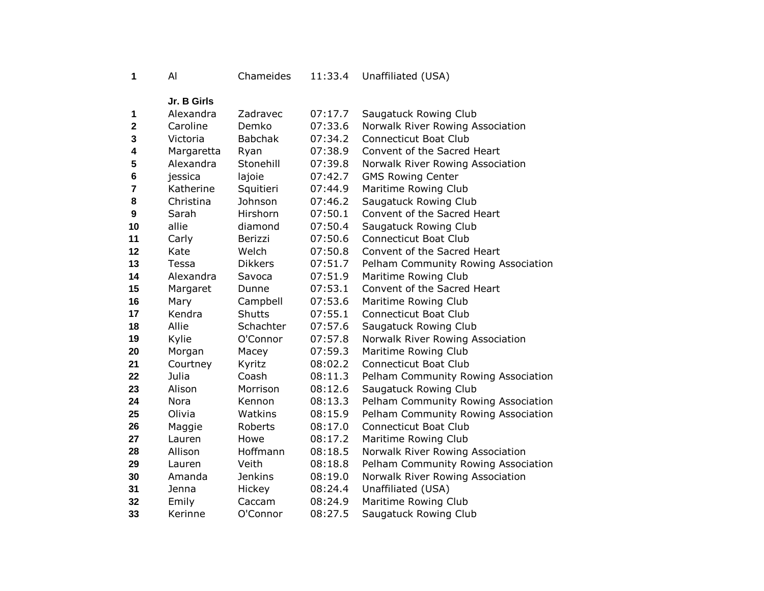| | | | | |
|---|---|---|---|---|
| 1 | Al | Chameides | 11:33.4 | Unaffiliated (USA) |

**Jr. B Girls**

| | | | | |
|---|---|---|---|---|
| 1 | Alexandra | Zadravec | 07:17.7 | Saugatuck Rowing Club |
| 2 | Caroline | Demko | 07:33.6 | Norwalk River Rowing Association |
| 3 | Victoria | Babchak | 07:34.2 | Connecticut Boat Club |
| 4 | Margaretta | Ryan | 07:38.9 | Convent of the Sacred Heart |
| 5 | Alexandra | Stonehill | 07:39.8 | Norwalk River Rowing Association |
| 6 | jessica | lajoie | 07:42.7 | GMS Rowing Center |
| 7 | Katherine | Squitieri | 07:44.9 | Maritime Rowing Club |
| 8 | Christina | Johnson | 07:46.2 | Saugatuck Rowing Club |
| 9 | Sarah | Hirshorn | 07:50.1 | Convent of the Sacred Heart |
| 10 | allie | diamond | 07:50.4 | Saugatuck Rowing Club |
| 11 | Carly | Berizzi | 07:50.6 | Connecticut Boat Club |
| 12 | Kate | Welch | 07:50.8 | Convent of the Sacred Heart |
| 13 | Tessa | Dikkers | 07:51.7 | Pelham Community Rowing Association |
| 14 | Alexandra | Savoca | 07:51.9 | Maritime Rowing Club |
| 15 | Margaret | Dunne | 07:53.1 | Convent of the Sacred Heart |
| 16 | Mary | Campbell | 07:53.6 | Maritime Rowing Club |
| 17 | Kendra | Shutts | 07:55.1 | Connecticut Boat Club |
| 18 | Allie | Schachter | 07:57.6 | Saugatuck Rowing Club |
| 19 | Kylie | O'Connor | 07:57.8 | Norwalk River Rowing Association |
| 20 | Morgan | Macey | 07:59.3 | Maritime Rowing Club |
| 21 | Courtney | Kyritz | 08:02.2 | Connecticut Boat Club |
| 22 | Julia | Coash | 08:11.3 | Pelham Community Rowing Association |
| 23 | Alison | Morrison | 08:12.6 | Saugatuck Rowing Club |
| 24 | Nora | Kennon | 08:13.3 | Pelham Community Rowing Association |
| 25 | Olivia | Watkins | 08:15.9 | Pelham Community Rowing Association |
| 26 | Maggie | Roberts | 08:17.0 | Connecticut Boat Club |
| 27 | Lauren | Howe | 08:17.2 | Maritime Rowing Club |
| 28 | Allison | Hoffmann | 08:18.5 | Norwalk River Rowing Association |
| 29 | Lauren | Veith | 08:18.8 | Pelham Community Rowing Association |
| 30 | Amanda | Jenkins | 08:19.0 | Norwalk River Rowing Association |
| 31 | Jenna | Hickey | 08:24.4 | Unaffiliated (USA) |
| 32 | Emily | Caccam | 08:24.9 | Maritime Rowing Club |
| 33 | Kerinne | O'Connor | 08:27.5 | Saugatuck Rowing Club |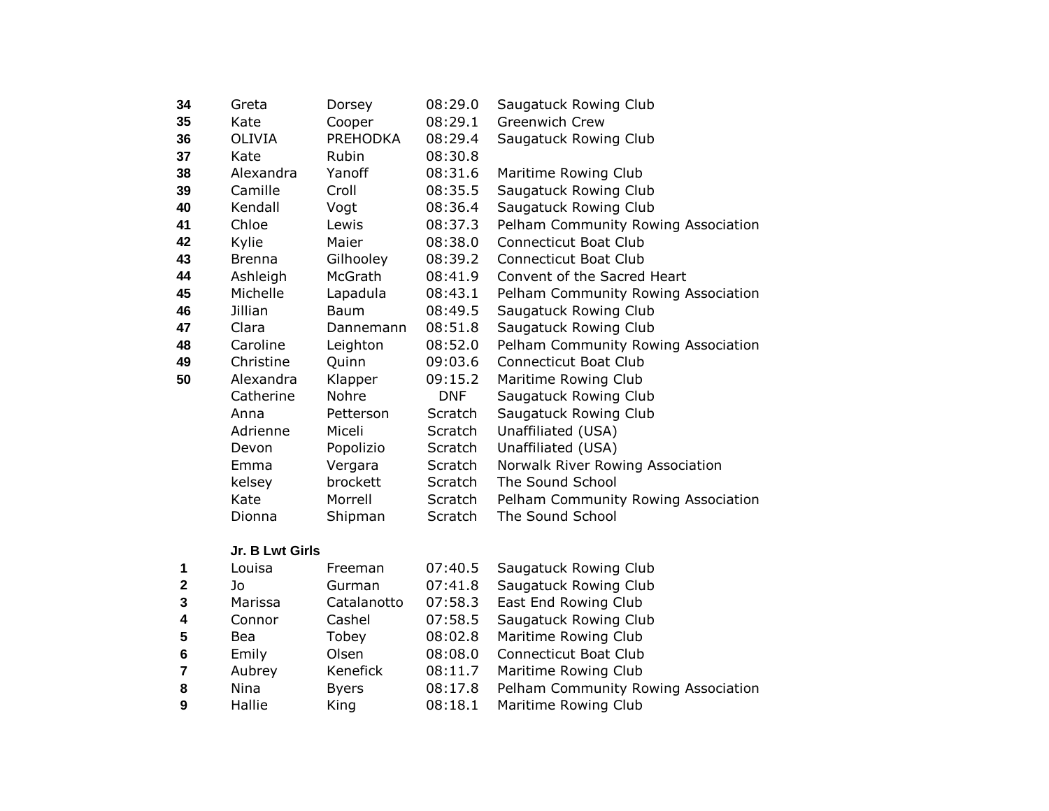| | | | | |
|---|---|---|---|---|
| **34** | Greta | Dorsey | 08:29.0 | Saugatuck Rowing Club |
| **35** | Kate | Cooper | 08:29.1 | Greenwich Crew |
| **36** | OLIVIA | PREHODKA | 08:29.4 | Saugatuck Rowing Club |
| **37** | Kate | Rubin | 08:30.8 | |
| **38** | Alexandra | Yanoff | 08:31.6 | Maritime Rowing Club |
| **39** | Camille | Croll | 08:35.5 | Saugatuck Rowing Club |
| **40** | Kendall | Vogt | 08:36.4 | Saugatuck Rowing Club |
| **41** | Chloe | Lewis | 08:37.3 | Pelham Community Rowing Association |
| **42** | Kylie | Maier | 08:38.0 | Connecticut Boat Club |
| **43** | Brenna | Gilhooley | 08:39.2 | Connecticut Boat Club |
| **44** | Ashleigh | McGrath | 08:41.9 | Convent of the Sacred Heart |
| **45** | Michelle | Lapadula | 08:43.1 | Pelham Community Rowing Association |
| **46** | Jillian | Baum | 08:49.5 | Saugatuck Rowing Club |
| **47** | Clara | Dannemann | 08:51.8 | Saugatuck Rowing Club |
| **48** | Caroline | Leighton | 08:52.0 | Pelham Community Rowing Association |
| **49** | Christine | Quinn | 09:03.6 | Connecticut Boat Club |
| **50** | Alexandra | Klapper | 09:15.2 | Maritime Rowing Club |
| | Catherine | Nohre | DNF | Saugatuck Rowing Club |
| | Anna | Petterson | Scratch | Saugatuck Rowing Club |
| | Adrienne | Miceli | Scratch | Unaffiliated (USA) |
| | Devon | Popolizio | Scratch | Unaffiliated (USA) |
| | Emma | Vergara | Scratch | Norwalk River Rowing Association |
| | kelsey | brockett | Scratch | The Sound School |
| | Kate | Morrell | Scratch | Pelham Community Rowing Association |
| | Dionna | Shipman | Scratch | The Sound School |

**Jr. B Lwt Girls**

| | | | | |
|---|---|---|---|---|
| **1** | Louisa | Freeman | 07:40.5 | Saugatuck Rowing Club |
| **2** | Jo | Gurman | 07:41.8 | Saugatuck Rowing Club |
| **3** | Marissa | Catalanotto | 07:58.3 | East End Rowing Club |
| **4** | Connor | Cashel | 07:58.5 | Saugatuck Rowing Club |
| **5** | Bea | Tobey | 08:02.8 | Maritime Rowing Club |
| **6** | Emily | Olsen | 08:08.0 | Connecticut Boat Club |
| **7** | Aubrey | Kenefick | 08:11.7 | Maritime Rowing Club |
| **8** | Nina | Byers | 08:17.8 | Pelham Community Rowing Association |
| **9** | Hallie | King | 08:18.1 | Maritime Rowing Club |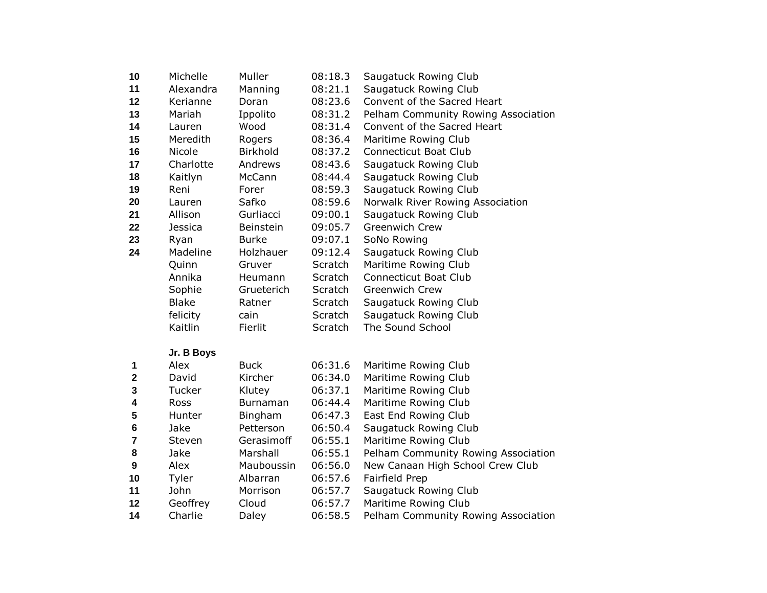| | | | | |
|---|---|---|---|---|
| **10** | Michelle | Muller | 08:18.3 | Saugatuck Rowing Club |
| **11** | Alexandra | Manning | 08:21.1 | Saugatuck Rowing Club |
| **12** | Kerianne | Doran | 08:23.6 | Convent of the Sacred Heart |
| **13** | Mariah | Ippolito | 08:31.2 | Pelham Community Rowing Association |
| **14** | Lauren | Wood | 08:31.4 | Convent of the Sacred Heart |
| **15** | Meredith | Rogers | 08:36.4 | Maritime Rowing Club |
| **16** | Nicole | Birkhold | 08:37.2 | Connecticut Boat Club |
| **17** | Charlotte | Andrews | 08:43.6 | Saugatuck Rowing Club |
| **18** | Kaitlyn | McCann | 08:44.4 | Saugatuck Rowing Club |
| **19** | Reni | Forer | 08:59.3 | Saugatuck Rowing Club |
| **20** | Lauren | Safko | 08:59.6 | Norwalk River Rowing Association |
| **21** | Allison | Gurliacci | 09:00.1 | Saugatuck Rowing Club |
| **22** | Jessica | Beinstein | 09:05.7 | Greenwich Crew |
| **23** | Ryan | Burke | 09:07.1 | SoNo Rowing |
| **24** | Madeline | Holzhauer | 09:12.4 | Saugatuck Rowing Club |
| | Quinn | Gruver | Scratch | Maritime Rowing Club |
| | Annika | Heumann | Scratch | Connecticut Boat Club |
| | Sophie | Grueterich | Scratch | Greenwich Crew |
| | Blake | Ratner | Scratch | Saugatuck Rowing Club |
| | felicity | cain | Scratch | Saugatuck Rowing Club |
| | Kaitlin | Fierlit | Scratch | The Sound School |

**Jr. B Boys**

| | | | | |
|---|---|---|---|---|
| **1** | Alex | Buck | 06:31.6 | Maritime Rowing Club |
| **2** | David | Kircher | 06:34.0 | Maritime Rowing Club |
| **3** | Tucker | Klutey | 06:37.1 | Maritime Rowing Club |
| **4** | Ross | Burnaman | 06:44.4 | Maritime Rowing Club |
| **5** | Hunter | Bingham | 06:47.3 | East End Rowing Club |
| **6** | Jake | Petterson | 06:50.4 | Saugatuck Rowing Club |
| **7** | Steven | Gerasimoff | 06:55.1 | Maritime Rowing Club |
| **8** | Jake | Marshall | 06:55.1 | Pelham Community Rowing Association |
| **9** | Alex | Mauboussin | 06:56.0 | New Canaan High School Crew Club |
| **10** | Tyler | Albarran | 06:57.6 | Fairfield Prep |
| **11** | John | Morrison | 06:57.7 | Saugatuck Rowing Club |
| **12** | Geoffrey | Cloud | 06:57.7 | Maritime Rowing Club |
| **14** | Charlie | Daley | 06:58.5 | Pelham Community Rowing Association |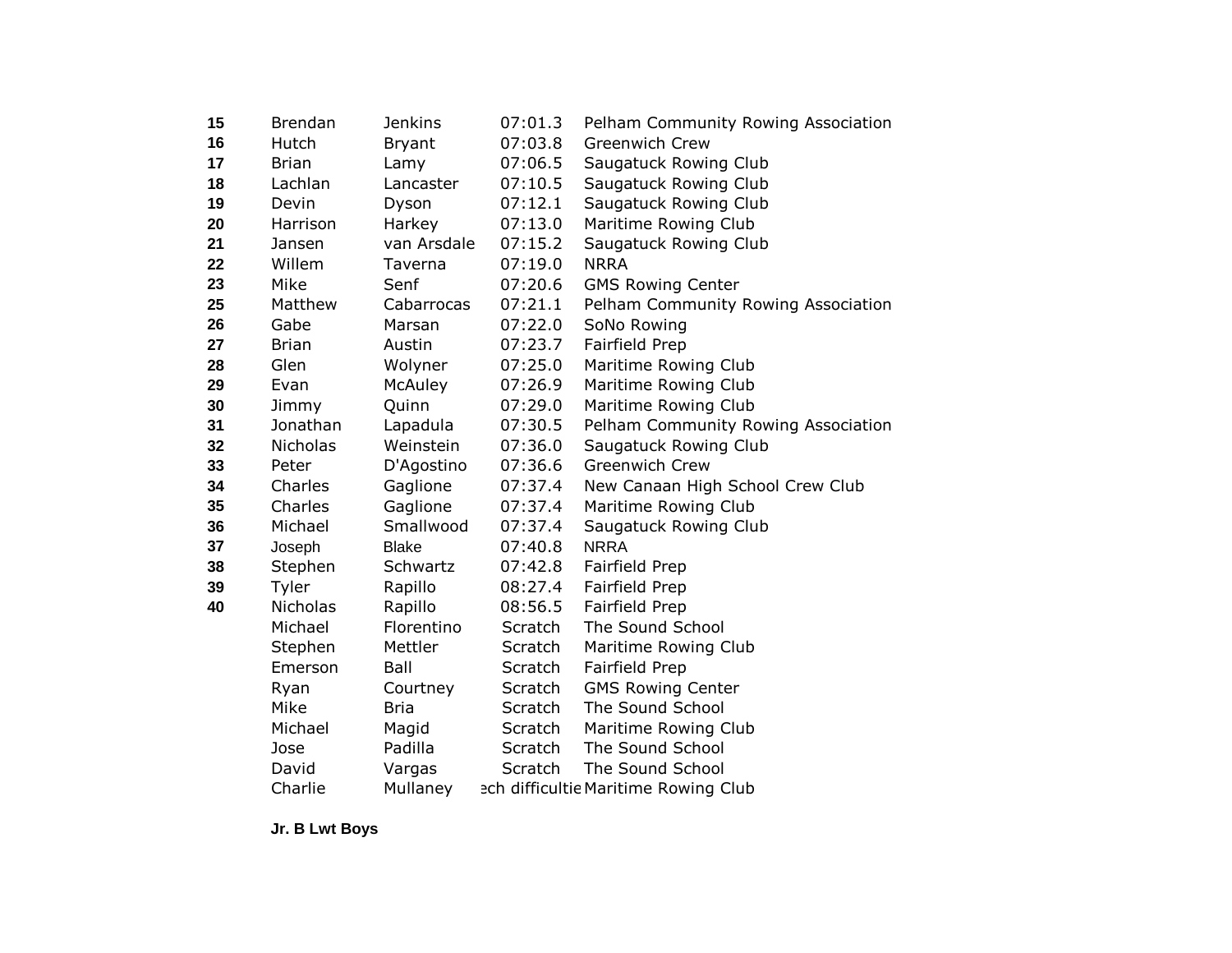| | | | | |
|---|---|---|---|---|
| **15** | Brendan | Jenkins | 07:01.3 | Pelham Community Rowing Association |
| **16** | Hutch | Bryant | 07:03.8 | Greenwich Crew |
| **17** | Brian | Lamy | 07:06.5 | Saugatuck Rowing Club |
| **18** | Lachlan | Lancaster | 07:10.5 | Saugatuck Rowing Club |
| **19** | Devin | Dyson | 07:12.1 | Saugatuck Rowing Club |
| **20** | Harrison | Harkey | 07:13.0 | Maritime Rowing Club |
| **21** | Jansen | van Arsdale | 07:15.2 | Saugatuck Rowing Club |
| **22** | Willem | Taverna | 07:19.0 | NRRA |
| **23** | Mike | Senf | 07:20.6 | GMS Rowing Center |
| **25** | Matthew | Cabarrocas | 07:21.1 | Pelham Community Rowing Association |
| **26** | Gabe | Marsan | 07:22.0 | SoNo Rowing |
| **27** | Brian | Austin | 07:23.7 | Fairfield Prep |
| **28** | Glen | Wolyner | 07:25.0 | Maritime Rowing Club |
| **29** | Evan | McAuley | 07:26.9 | Maritime Rowing Club |
| **30** | Jimmy | Quinn | 07:29.0 | Maritime Rowing Club |
| **31** | Jonathan | Lapadula | 07:30.5 | Pelham Community Rowing Association |
| **32** | Nicholas | Weinstein | 07:36.0 | Saugatuck Rowing Club |
| **33** | Peter | D'Agostino | 07:36.6 | Greenwich Crew |
| **34** | Charles | Gaglione | 07:37.4 | New Canaan High School Crew Club |
| **35** | Charles | Gaglione | 07:37.4 | Maritime Rowing Club |
| **36** | Michael | Smallwood | 07:37.4 | Saugatuck Rowing Club |
| **37** | Joseph | Blake | 07:40.8 | NRRA |
| **38** | Stephen | Schwartz | 07:42.8 | Fairfield Prep |
| **39** | Tyler | Rapillo | 08:27.4 | Fairfield Prep |
| **40** | Nicholas | Rapillo | 08:56.5 | Fairfield Prep |
| | Michael | Florentino | Scratch | The Sound School |
| | Stephen | Mettler | Scratch | Maritime Rowing Club |
| | Emerson | Ball | Scratch | Fairfield Prep |
| | Ryan | Courtney | Scratch | GMS Rowing Center |
| | Mike | Bria | Scratch | The Sound School |
| | Michael | Magid | Scratch | Maritime Rowing Club |
| | Jose | Padilla | Scratch | The Sound School |
| | David | Vargas | Scratch | The Sound School |
| | Charlie | Mullaney | ech difficultie | Maritime Rowing Club |

**Jr. B Lwt Boys**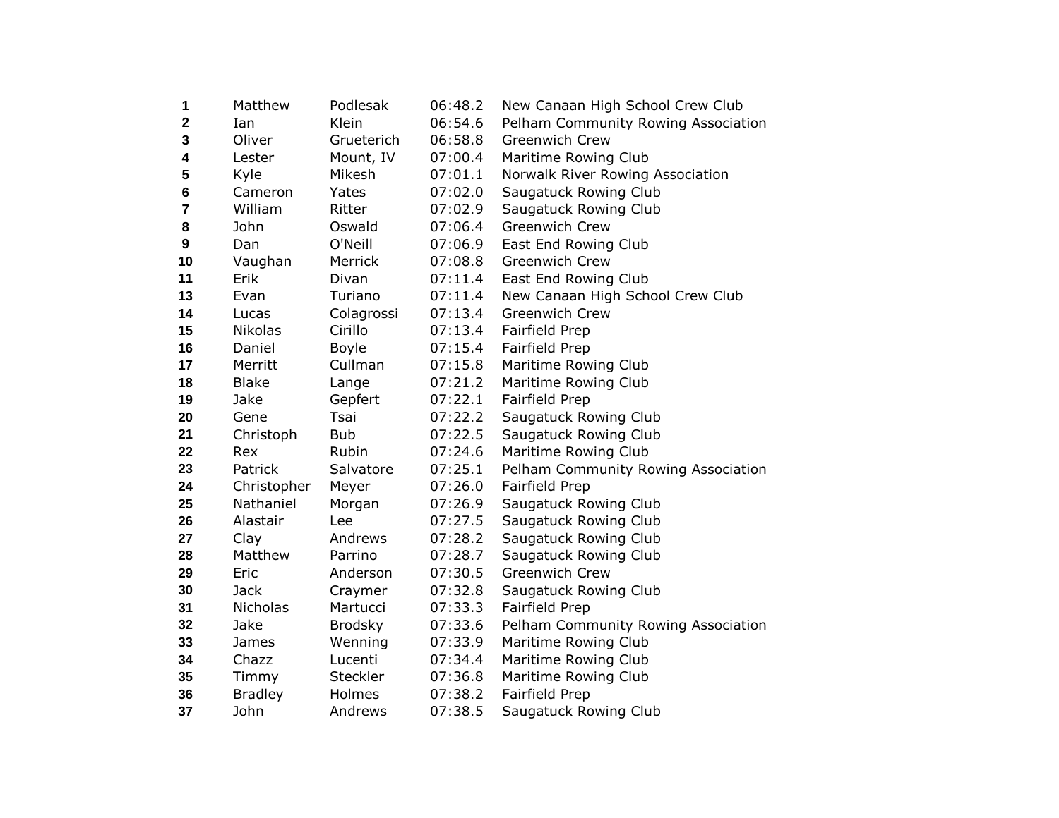| | | | | |
|---|---|---|---|---|
| 1 | Matthew | Podlesak | 06:48.2 | New Canaan High School Crew Club |
| 2 | Ian | Klein | 06:54.6 | Pelham Community Rowing Association |
| 3 | Oliver | Grueterich | 06:58.8 | Greenwich Crew |
| 4 | Lester | Mount, IV | 07:00.4 | Maritime Rowing Club |
| 5 | Kyle | Mikesh | 07:01.1 | Norwalk River Rowing Association |
| 6 | Cameron | Yates | 07:02.0 | Saugatuck Rowing Club |
| 7 | William | Ritter | 07:02.9 | Saugatuck Rowing Club |
| 8 | John | Oswald | 07:06.4 | Greenwich Crew |
| 9 | Dan | O'Neill | 07:06.9 | East End Rowing Club |
| 10 | Vaughan | Merrick | 07:08.8 | Greenwich Crew |
| 11 | Erik | Divan | 07:11.4 | East End Rowing Club |
| 13 | Evan | Turiano | 07:11.4 | New Canaan High School Crew Club |
| 14 | Lucas | Colagrossi | 07:13.4 | Greenwich Crew |
| 15 | Nikolas | Cirillo | 07:13.4 | Fairfield Prep |
| 16 | Daniel | Boyle | 07:15.4 | Fairfield Prep |
| 17 | Merritt | Cullman | 07:15.8 | Maritime Rowing Club |
| 18 | Blake | Lange | 07:21.2 | Maritime Rowing Club |
| 19 | Jake | Gepfert | 07:22.1 | Fairfield Prep |
| 20 | Gene | Tsai | 07:22.2 | Saugatuck Rowing Club |
| 21 | Christoph | Bub | 07:22.5 | Saugatuck Rowing Club |
| 22 | Rex | Rubin | 07:24.6 | Maritime Rowing Club |
| 23 | Patrick | Salvatore | 07:25.1 | Pelham Community Rowing Association |
| 24 | Christopher | Meyer | 07:26.0 | Fairfield Prep |
| 25 | Nathaniel | Morgan | 07:26.9 | Saugatuck Rowing Club |
| 26 | Alastair | Lee | 07:27.5 | Saugatuck Rowing Club |
| 27 | Clay | Andrews | 07:28.2 | Saugatuck Rowing Club |
| 28 | Matthew | Parrino | 07:28.7 | Saugatuck Rowing Club |
| 29 | Eric | Anderson | 07:30.5 | Greenwich Crew |
| 30 | Jack | Craymer | 07:32.8 | Saugatuck Rowing Club |
| 31 | Nicholas | Martucci | 07:33.3 | Fairfield Prep |
| 32 | Jake | Brodsky | 07:33.6 | Pelham Community Rowing Association |
| 33 | James | Wenning | 07:33.9 | Maritime Rowing Club |
| 34 | Chazz | Lucenti | 07:34.4 | Maritime Rowing Club |
| 35 | Timmy | Steckler | 07:36.8 | Maritime Rowing Club |
| 36 | Bradley | Holmes | 07:38.2 | Fairfield Prep |
| 37 | John | Andrews | 07:38.5 | Saugatuck Rowing Club |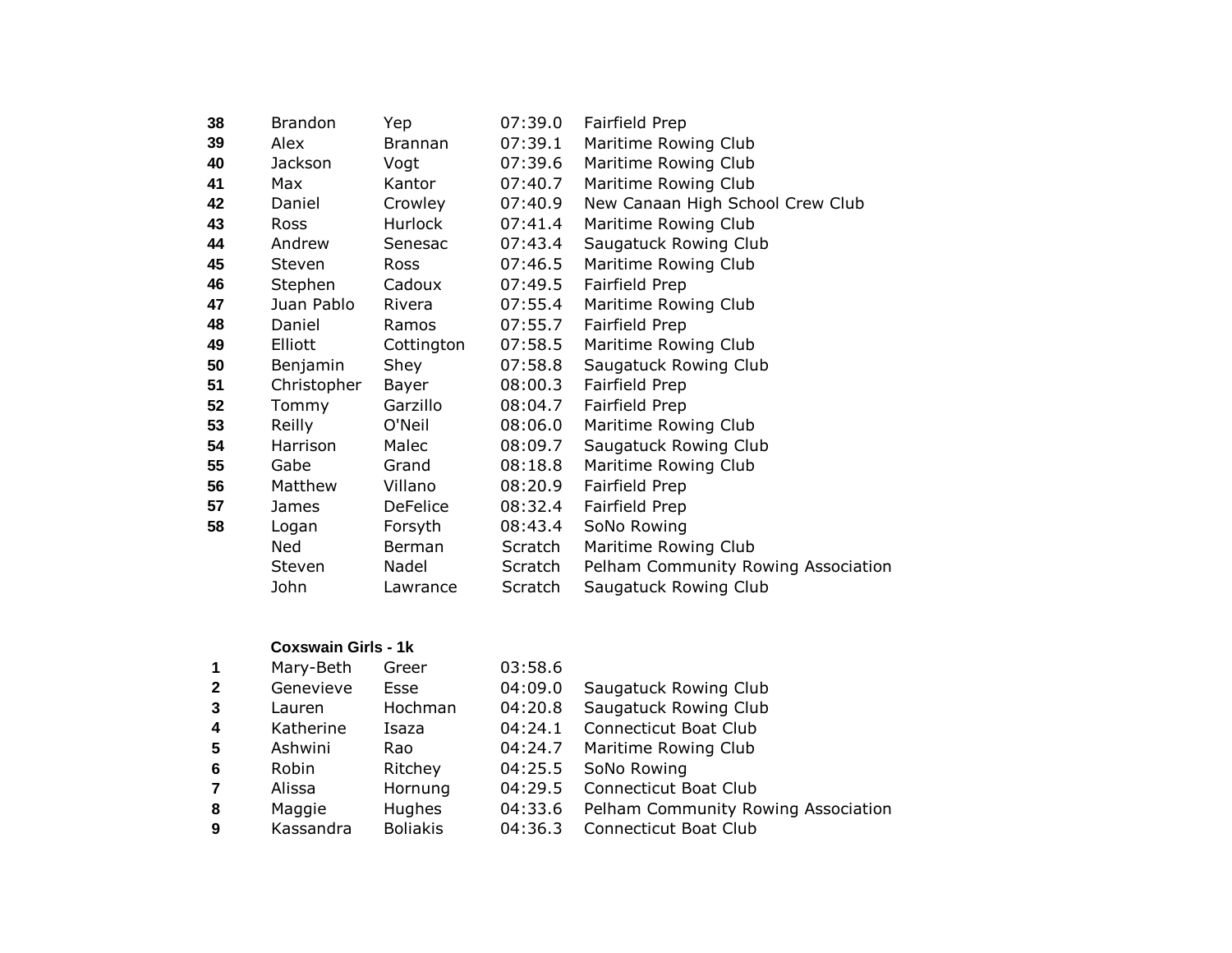| | | | | |
|---|---|---|---|---|
| 38 | Brandon | Yep | 07:39.0 | Fairfield Prep |
| 39 | Alex | Brannan | 07:39.1 | Maritime Rowing Club |
| 40 | Jackson | Vogt | 07:39.6 | Maritime Rowing Club |
| 41 | Max | Kantor | 07:40.7 | Maritime Rowing Club |
| 42 | Daniel | Crowley | 07:40.9 | New Canaan High School Crew Club |
| 43 | Ross | Hurlock | 07:41.4 | Maritime Rowing Club |
| 44 | Andrew | Senesac | 07:43.4 | Saugatuck Rowing Club |
| 45 | Steven | Ross | 07:46.5 | Maritime Rowing Club |
| 46 | Stephen | Cadoux | 07:49.5 | Fairfield Prep |
| 47 | Juan Pablo | Rivera | 07:55.4 | Maritime Rowing Club |
| 48 | Daniel | Ramos | 07:55.7 | Fairfield Prep |
| 49 | Elliott | Cottington | 07:58.5 | Maritime Rowing Club |
| 50 | Benjamin | Shey | 07:58.8 | Saugatuck Rowing Club |
| 51 | Christopher | Bayer | 08:00.3 | Fairfield Prep |
| 52 | Tommy | Garzillo | 08:04.7 | Fairfield Prep |
| 53 | Reilly | O'Neil | 08:06.0 | Maritime Rowing Club |
| 54 | Harrison | Malec | 08:09.7 | Saugatuck Rowing Club |
| 55 | Gabe | Grand | 08:18.8 | Maritime Rowing Club |
| 56 | Matthew | Villano | 08:20.9 | Fairfield Prep |
| 57 | James | DeFelice | 08:32.4 | Fairfield Prep |
| 58 | Logan | Forsyth | 08:43.4 | SoNo Rowing |
| | Ned | Berman | Scratch | Maritime Rowing Club |
| | Steven | Nadel | Scratch | Pelham Community Rowing Association |
| | John | Lawrance | Scratch | Saugatuck Rowing Club |

**Coxswain Girls - 1k**

| | | | | |
|---|---|---|---|---|
| 1 | Mary-Beth | Greer | 03:58.6 | |
| 2 | Genevieve | Esse | 04:09.0 | Saugatuck Rowing Club |
| 3 | Lauren | Hochman | 04:20.8 | Saugatuck Rowing Club |
| 4 | Katherine | Isaza | 04:24.1 | Connecticut Boat Club |
| 5 | Ashwini | Rao | 04:24.7 | Maritime Rowing Club |
| 6 | Robin | Ritchey | 04:25.5 | SoNo Rowing |
| 7 | Alissa | Hornung | 04:29.5 | Connecticut Boat Club |
| 8 | Maggie | Hughes | 04:33.6 | Pelham Community Rowing Association |
| 9 | Kassandra | Boliakis | 04:36.3 | Connecticut Boat Club |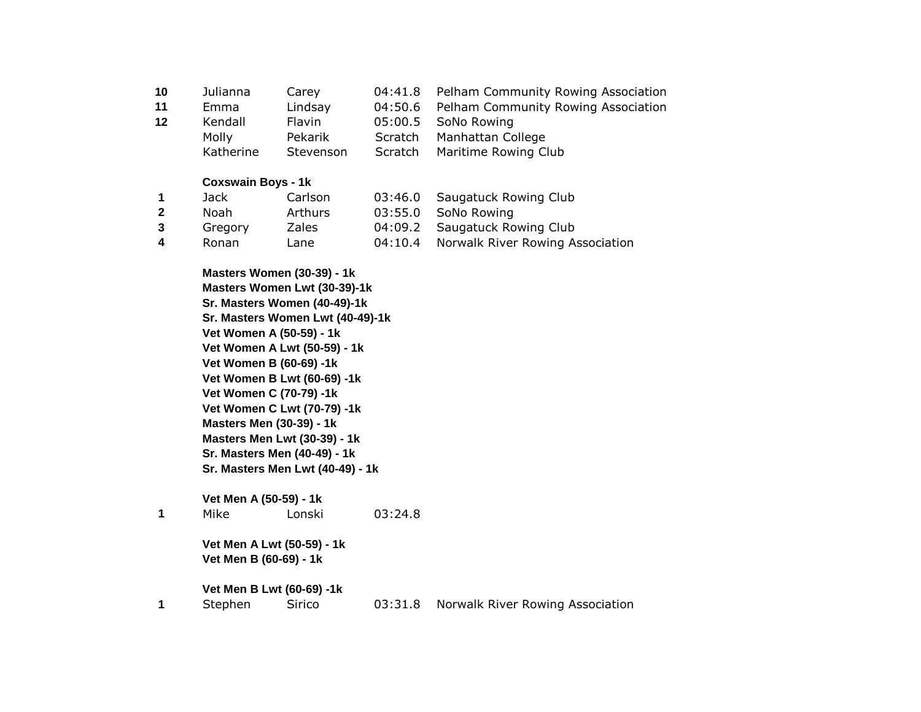| | | | | |
|---|---|---|---|---|
| **10** | Julianna | Carey | 04:41.8 | Pelham Community Rowing Association |
| **11** | Emma | Lindsay | 04:50.6 | Pelham Community Rowing Association |
| **12** | Kendall | Flavin | 05:00.5 | SoNo Rowing |
| | Molly | Pekarik | Scratch | Manhattan College |
| | Katherine | Stevenson | Scratch | Maritime Rowing Club |

**Coxswain Boys - 1k**

| | | | | |
|---|---|---|---|---|
| **1** | Jack | Carlson | 03:46.0 | Saugatuck Rowing Club |
| **2** | Noah | Arthurs | 03:55.0 | SoNo Rowing |
| **3** | Gregory | Zales | 04:09.2 | Saugatuck Rowing Club |
| **4** | Ronan | Lane | 04:10.4 | Norwalk River Rowing Association |

**Masters Women (30-39) - 1k**

**Masters Women Lwt (30-39)-1k**

**Sr. Masters Women (40-49)-1k**

**Sr. Masters Women Lwt (40-49)-1k**

**Vet Women A (50-59) - 1k**

**Vet Women A Lwt (50-59) - 1k**

**Vet Women B (60-69) -1k**

**Vet Women B Lwt (60-69) -1k**

**Vet Women C (70-79) -1k**

**Vet Women C Lwt (70-79) -1k**

**Masters Men (30-39) - 1k**

**Masters Men Lwt (30-39) - 1k**

**Sr. Masters Men (40-49) - 1k**

**Sr. Masters Men Lwt (40-49) - 1k**

**Vet Men A (50-59) - 1k**

| | | | | |
|---|---|---|---|---|
| **1** | Mike | Lonski | 03:24.8 | |

**Vet Men A Lwt (50-59) - 1k**

**Vet Men B (60-69) - 1k**

**Vet Men B Lwt (60-69) -1k**

| | | | | |
|---|---|---|---|---|
| **1** | Stephen | Sirico | 03:31.8 | Norwalk River Rowing Association |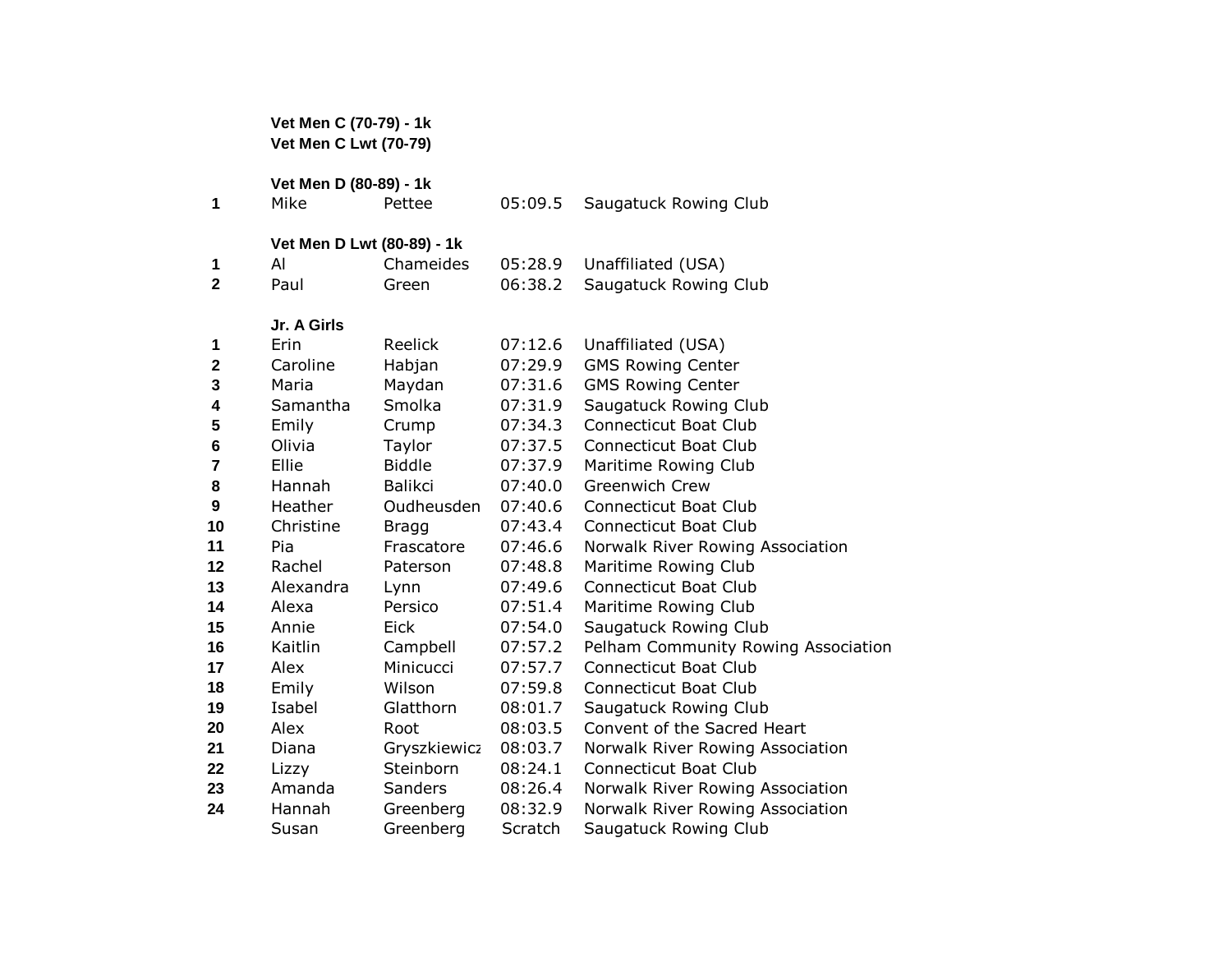**Vet Men C (70-79) - 1k**
**Vet Men C Lwt (70-79)**

**Vet Men D (80-89) - 1k**

| | | | | |
|---|---|---|---|---|
| **1** | Mike | Pettee | 05:09.5 | Saugatuck Rowing Club |

**Vet Men D Lwt (80-89) - 1k**

| | | | | |
|---|---|---|---|---|
| **1** | Al | Chameides | 05:28.9 | Unaffiliated (USA) |
| **2** | Paul | Green | 06:38.2 | Saugatuck Rowing Club |

**Jr. A Girls**

| | | | | |
|---|---|---|---|---|
| **1** | Erin | Reelick | 07:12.6 | Unaffiliated (USA) |
| **2** | Caroline | Habjan | 07:29.9 | GMS Rowing Center |
| **3** | Maria | Maydan | 07:31.6 | GMS Rowing Center |
| **4** | Samantha | Smolka | 07:31.9 | Saugatuck Rowing Club |
| **5** | Emily | Crump | 07:34.3 | Connecticut Boat Club |
| **6** | Olivia | Taylor | 07:37.5 | Connecticut Boat Club |
| **7** | Ellie | Biddle | 07:37.9 | Maritime Rowing Club |
| **8** | Hannah | Balikci | 07:40.0 | Greenwich Crew |
| **9** | Heather | Oudheusden | 07:40.6 | Connecticut Boat Club |
| **10** | Christine | Bragg | 07:43.4 | Connecticut Boat Club |
| **11** | Pia | Frascatore | 07:46.6 | Norwalk River Rowing Association |
| **12** | Rachel | Paterson | 07:48.8 | Maritime Rowing Club |
| **13** | Alexandra | Lynn | 07:49.6 | Connecticut Boat Club |
| **14** | Alexa | Persico | 07:51.4 | Maritime Rowing Club |
| **15** | Annie | Eick | 07:54.0 | Saugatuck Rowing Club |
| **16** | Kaitlin | Campbell | 07:57.2 | Pelham Community Rowing Association |
| **17** | Alex | Minicucci | 07:57.7 | Connecticut Boat Club |
| **18** | Emily | Wilson | 07:59.8 | Connecticut Boat Club |
| **19** | Isabel | Glatthorn | 08:01.7 | Saugatuck Rowing Club |
| **20** | Alex | Root | 08:03.5 | Convent of the Sacred Heart |
| **21** | Diana | Gryszkiewicz | 08:03.7 | Norwalk River Rowing Association |
| **22** | Lizzy | Steinborn | 08:24.1 | Connecticut Boat Club |
| **23** | Amanda | Sanders | 08:26.4 | Norwalk River Rowing Association |
| **24** | Hannah | Greenberg | 08:32.9 | Norwalk River Rowing Association |
| | Susan | Greenberg | Scratch | Saugatuck Rowing Club |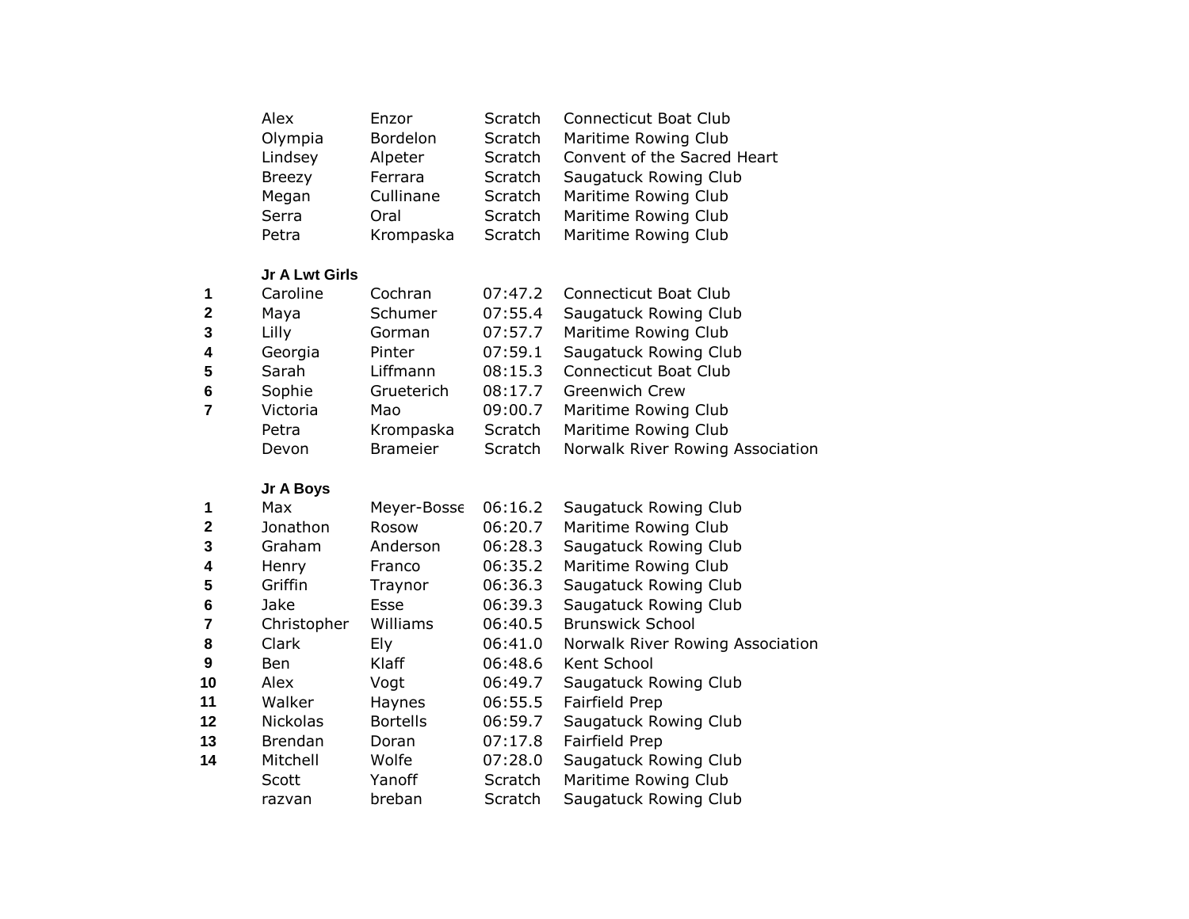| | | | | |
|---|---|---|---|---|
| | Alex | Enzor | Scratch | Connecticut Boat Club |
| | Olympia | Bordelon | Scratch | Maritime Rowing Club |
| | Lindsey | Alpeter | Scratch | Convent of the Sacred Heart |
| | Breezy | Ferrara | Scratch | Saugatuck Rowing Club |
| | Megan | Cullinane | Scratch | Maritime Rowing Club |
| | Serra | Oral | Scratch | Maritime Rowing Club |
| | Petra | Krompaska | Scratch | Maritime Rowing Club |

**Jr A Lwt Girls**

| | | | | |
|---|---|---|---|---|
| **1** | Caroline | Cochran | 07:47.2 | Connecticut Boat Club |
| **2** | Maya | Schumer | 07:55.4 | Saugatuck Rowing Club |
| **3** | Lilly | Gorman | 07:57.7 | Maritime Rowing Club |
| **4** | Georgia | Pinter | 07:59.1 | Saugatuck Rowing Club |
| **5** | Sarah | Liffmann | 08:15.3 | Connecticut Boat Club |
| **6** | Sophie | Grueterich | 08:17.7 | Greenwich Crew |
| **7** | Victoria | Mao | 09:00.7 | Maritime Rowing Club |
| | Petra | Krompaska | Scratch | Maritime Rowing Club |
| | Devon | Brameier | Scratch | Norwalk River Rowing Association |

**Jr A Boys**

| | | | | |
|---|---|---|---|---|
| **1** | Max | Meyer-Bosse | 06:16.2 | Saugatuck Rowing Club |
| **2** | Jonathon | Rosow | 06:20.7 | Maritime Rowing Club |
| **3** | Graham | Anderson | 06:28.3 | Saugatuck Rowing Club |
| **4** | Henry | Franco | 06:35.2 | Maritime Rowing Club |
| **5** | Griffin | Traynor | 06:36.3 | Saugatuck Rowing Club |
| **6** | Jake | Esse | 06:39.3 | Saugatuck Rowing Club |
| **7** | Christopher | Williams | 06:40.5 | Brunswick School |
| **8** | Clark | Ely | 06:41.0 | Norwalk River Rowing Association |
| **9** | Ben | Klaff | 06:48.6 | Kent School |
| **10** | Alex | Vogt | 06:49.7 | Saugatuck Rowing Club |
| **11** | Walker | Haynes | 06:55.5 | Fairfield Prep |
| **12** | Nickolas | Bortells | 06:59.7 | Saugatuck Rowing Club |
| **13** | Brendan | Doran | 07:17.8 | Fairfield Prep |
| **14** | Mitchell | Wolfe | 07:28.0 | Saugatuck Rowing Club |
| | Scott | Yanoff | Scratch | Maritime Rowing Club |
| | razvan | breban | Scratch | Saugatuck Rowing Club |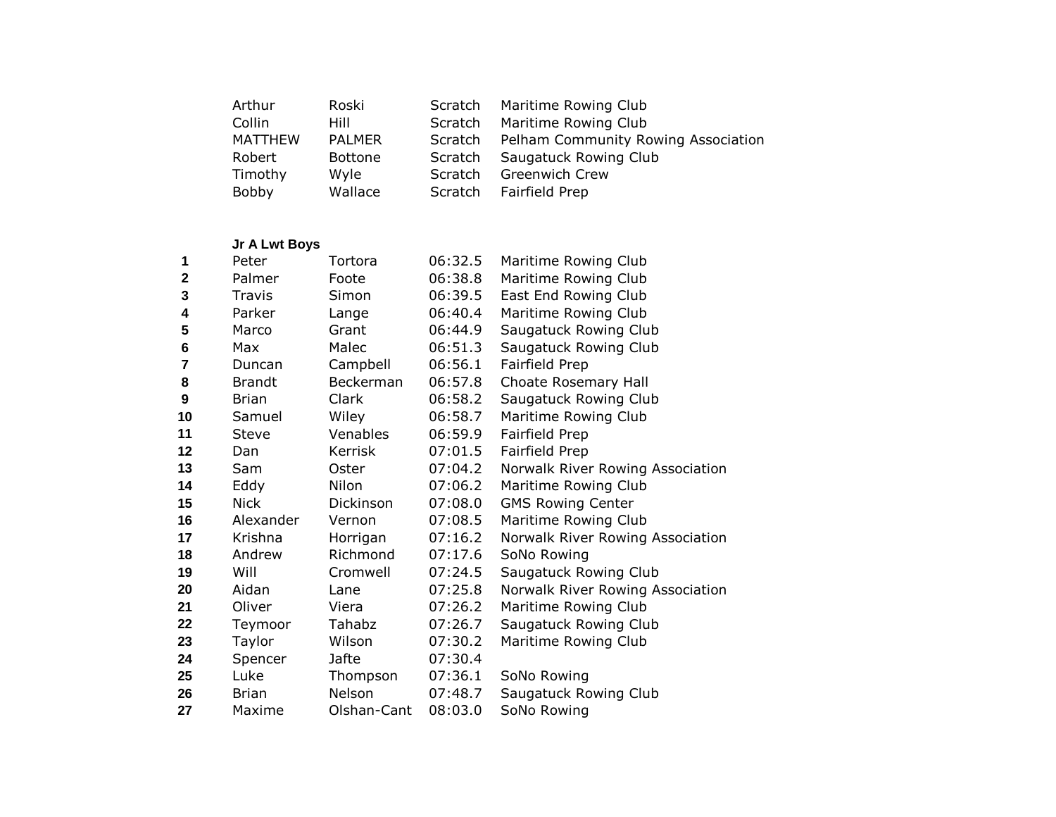| | | | | |
|---|---|---|---|---|
| | Arthur | Roski | Scratch | Maritime Rowing Club |
| | Collin | Hill | Scratch | Maritime Rowing Club |
| | MATTHEW | PALMER | Scratch | Pelham Community Rowing Association |
| | Robert | Bottone | Scratch | Saugatuck Rowing Club |
| | Timothy | Wyle | Scratch | Greenwich Crew |
| | Bobby | Wallace | Scratch | Fairfield Prep |

**Jr A Lwt Boys**

| | | | | |
|---|---|---|---|---|
| **1** | Peter | Tortora | 06:32.5 | Maritime Rowing Club |
| **2** | Palmer | Foote | 06:38.8 | Maritime Rowing Club |
| **3** | Travis | Simon | 06:39.5 | East End Rowing Club |
| **4** | Parker | Lange | 06:40.4 | Maritime Rowing Club |
| **5** | Marco | Grant | 06:44.9 | Saugatuck Rowing Club |
| **6** | Max | Malec | 06:51.3 | Saugatuck Rowing Club |
| **7** | Duncan | Campbell | 06:56.1 | Fairfield Prep |
| **8** | Brandt | Beckerman | 06:57.8 | Choate Rosemary Hall |
| **9** | Brian | Clark | 06:58.2 | Saugatuck Rowing Club |
| **10** | Samuel | Wiley | 06:58.7 | Maritime Rowing Club |
| **11** | Steve | Venables | 06:59.9 | Fairfield Prep |
| **12** | Dan | Kerrisk | 07:01.5 | Fairfield Prep |
| **13** | Sam | Oster | 07:04.2 | Norwalk River Rowing Association |
| **14** | Eddy | Nilon | 07:06.2 | Maritime Rowing Club |
| **15** | Nick | Dickinson | 07:08.0 | GMS Rowing Center |
| **16** | Alexander | Vernon | 07:08.5 | Maritime Rowing Club |
| **17** | Krishna | Horrigan | 07:16.2 | Norwalk River Rowing Association |
| **18** | Andrew | Richmond | 07:17.6 | SoNo Rowing |
| **19** | Will | Cromwell | 07:24.5 | Saugatuck Rowing Club |
| **20** | Aidan | Lane | 07:25.8 | Norwalk River Rowing Association |
| **21** | Oliver | Viera | 07:26.2 | Maritime Rowing Club |
| **22** | Teymoor | Tahabz | 07:26.7 | Saugatuck Rowing Club |
| **23** | Taylor | Wilson | 07:30.2 | Maritime Rowing Club |
| **24** | Spencer | Jafte | 07:30.4 | |
| **25** | Luke | Thompson | 07:36.1 | SoNo Rowing |
| **26** | Brian | Nelson | 07:48.7 | Saugatuck Rowing Club |
| **27** | Maxime | Olshan-Cant | 08:03.0 | SoNo Rowing |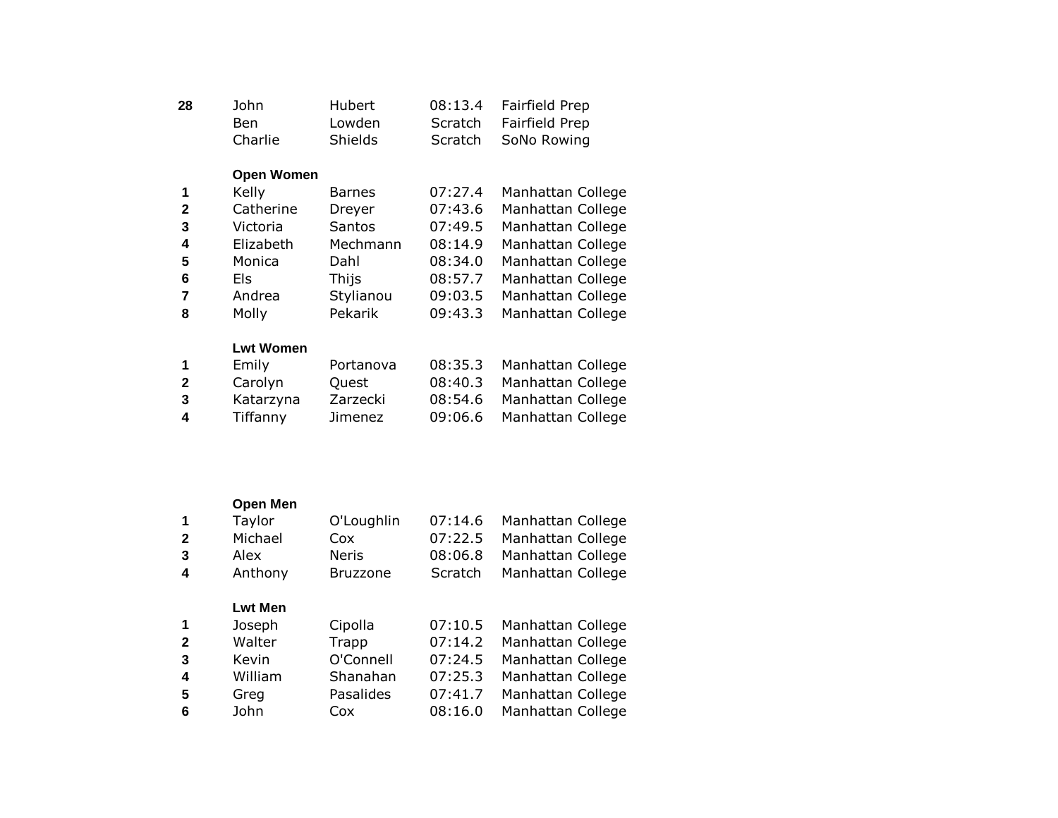| | | | | |
|---|---|---|---|---|
| **28** | John | Hubert | 08:13.4 | Fairfield Prep |
| | Ben | Lowden | Scratch | Fairfield Prep |
| | Charlie | Shields | Scratch | SoNo Rowing |

**Open Women**

| | | | | |
|---|---|---|---|---|
| **1** | Kelly | Barnes | 07:27.4 | Manhattan College |
| **2** | Catherine | Dreyer | 07:43.6 | Manhattan College |
| **3** | Victoria | Santos | 07:49.5 | Manhattan College |
| **4** | Elizabeth | Mechmann | 08:14.9 | Manhattan College |
| **5** | Monica | Dahl | 08:34.0 | Manhattan College |
| **6** | Els | Thijs | 08:57.7 | Manhattan College |
| **7** | Andrea | Stylianou | 09:03.5 | Manhattan College |
| **8** | Molly | Pekarik | 09:43.3 | Manhattan College |

**Lwt Women**

| | | | | |
|---|---|---|---|---|
| **1** | Emily | Portanova | 08:35.3 | Manhattan College |
| **2** | Carolyn | Quest | 08:40.3 | Manhattan College |
| **3** | Katarzyna | Zarzecki | 08:54.6 | Manhattan College |
| **4** | Tiffanny | Jimenez | 09:06.6 | Manhattan College |

**Open Men**

| | | | | |
|---|---|---|---|---|
| **1** | Taylor | O'Loughlin | 07:14.6 | Manhattan College |
| **2** | Michael | Cox | 07:22.5 | Manhattan College |
| **3** | Alex | Neris | 08:06.8 | Manhattan College |
| **4** | Anthony | Bruzzone | Scratch | Manhattan College |

**Lwt Men**

| | | | | |
|---|---|---|---|---|
| **1** | Joseph | Cipolla | 07:10.5 | Manhattan College |
| **2** | Walter | Trapp | 07:14.2 | Manhattan College |
| **3** | Kevin | O'Connell | 07:24.5 | Manhattan College |
| **4** | William | Shanahan | 07:25.3 | Manhattan College |
| **5** | Greg | Pasalides | 07:41.7 | Manhattan College |
| **6** | John | Cox | 08:16.0 | Manhattan College |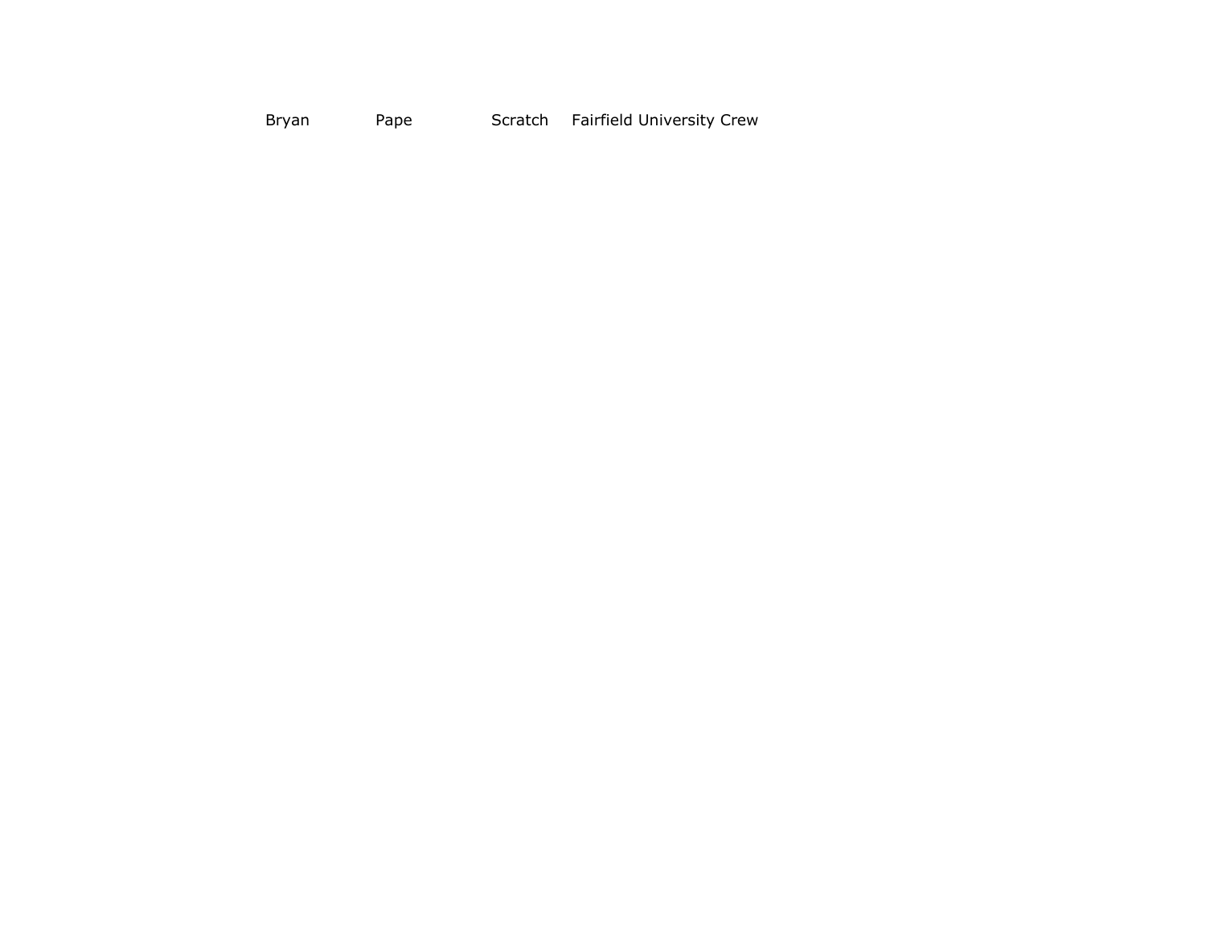| | | | |
|---|---|---|---|
| Bryan | Pape | Scratch | Fairfield University Crew |